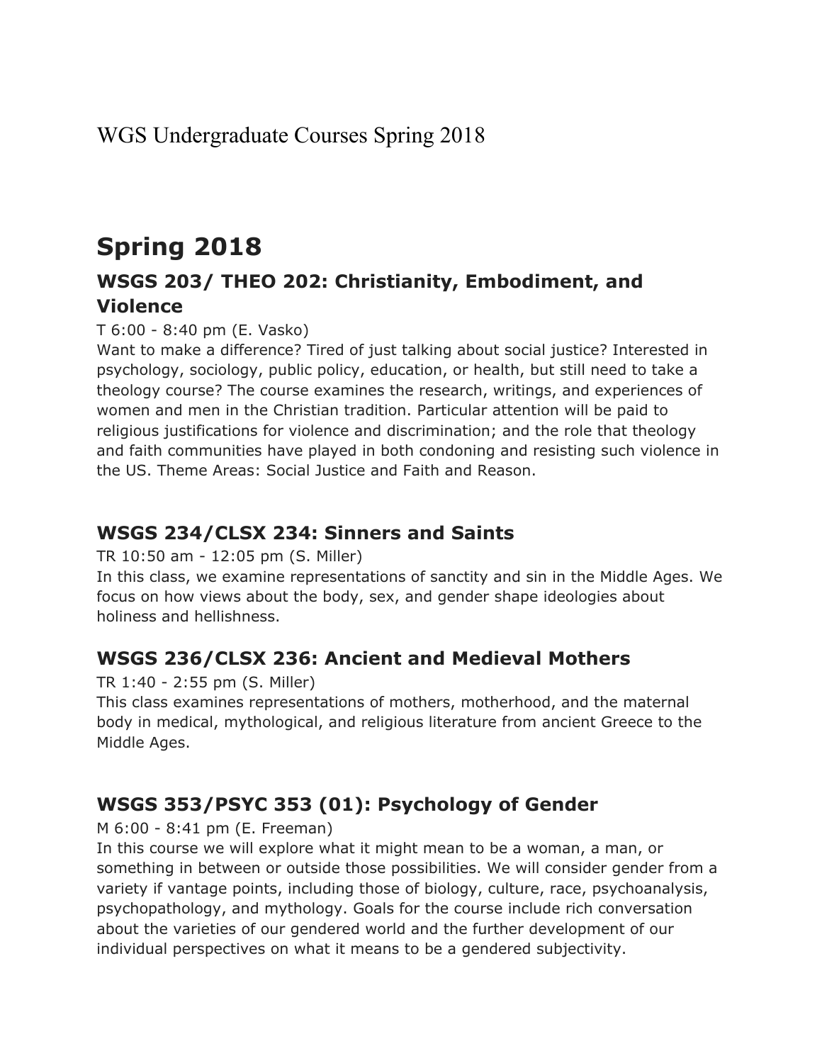WGS Undergraduate Courses Spring 2018

# Spring 2018

## WSGS 203/ THEO 202: Christianity, Embodiment, and Violence

T 6:00 - 8:40 pm (E. Vasko)

Want to make a difference? Tired of just talking about social justice? Interested in psychology, sociology, public policy, education, or health, but still need to take a theology course? The course examines the research, writings, and experiences of women and men in the Christian tradition. Particular attention will be paid to religious justifications for violence and discrimination; and the role that theology and faith communities have played in both condoning and resisting such violence in the US. Theme Areas: Social Justice and Faith and Reason.

## WSGS 234/CLSX 234: Sinners and Saints

TR 10:50 am - 12:05 pm (S. Miller)

In this class, we examine representations of sanctity and sin in the Middle Ages. We focus on how views about the body, sex, and gender shape ideologies about holiness and hellishness.

## WSGS 236/CLSX 236: Ancient and Medieval Mothers

TR 1:40 - 2:55 pm (S. Miller)

This class examines representations of mothers, motherhood, and the maternal body in medical, mythological, and religious literature from ancient Greece to the Middle Ages.

## WSGS 353/PSYC 353 (01): Psychology of Gender

M 6:00 - 8:41 pm (E. Freeman)

In this course we will explore what it might mean to be a woman, a man, or something in between or outside those possibilities. We will consider gender from a variety if vantage points, including those of biology, culture, race, psychoanalysis, psychopathology, and mythology. Goals for the course include rich conversation about the varieties of our gendered world and the further development of our individual perspectives on what it means to be a gendered subjectivity.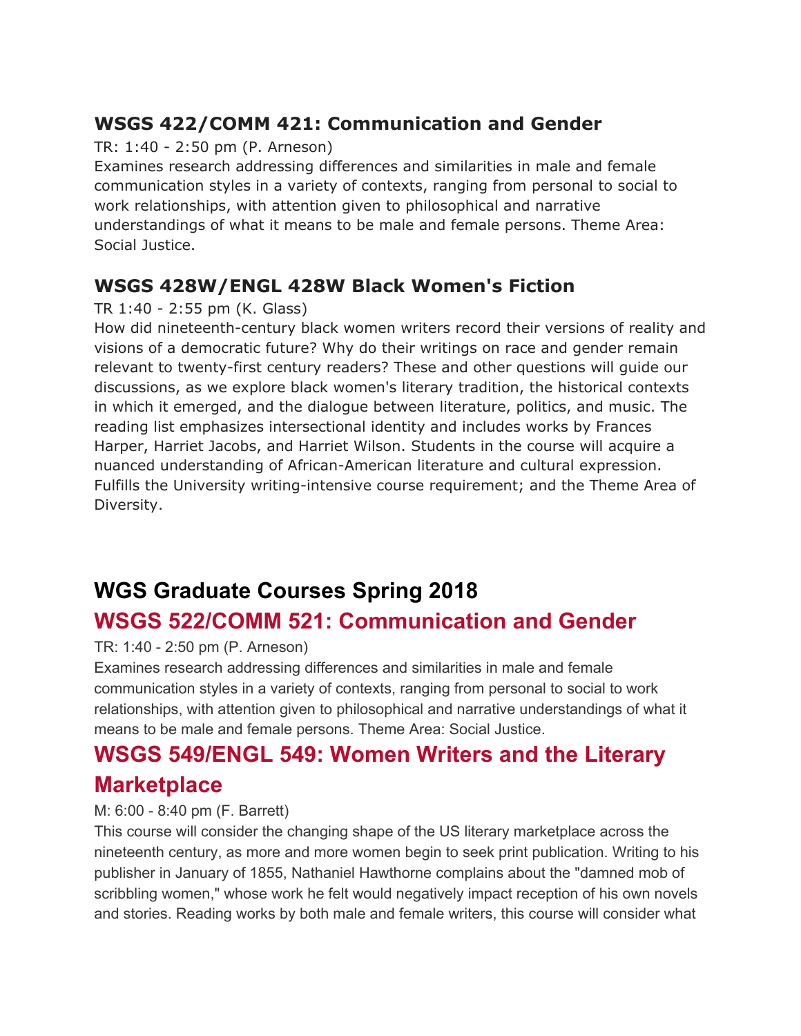### WSGS 422/COMM 421: Communication and Gender

TR: 1:40 - 2:50 pm (P. Arneson)
Examines research addressing differences and similarities in male and female communication styles in a variety of contexts, ranging from personal to social to work relationships, with attention given to philosophical and narrative understandings of what it means to be male and female persons. Theme Area: Social Justice.

### WSGS 428W/ENGL 428W Black Women's Fiction

TR 1:40 - 2:55 pm (K. Glass)
How did nineteenth-century black women writers record their versions of reality and visions of a democratic future? Why do their writings on race and gender remain relevant to twenty-first century readers? These and other questions will guide our discussions, as we explore black women's literary tradition, the historical contexts in which it emerged, and the dialogue between literature, politics, and music. The reading list emphasizes intersectional identity and includes works by Frances Harper, Harriet Jacobs, and Harriet Wilson. Students in the course will acquire a nuanced understanding of African-American literature and cultural expression. Fulfills the University writing-intensive course requirement; and the Theme Area of Diversity.

## WGS Graduate Courses Spring 2018

### WSGS 522/COMM 521: Communication and Gender

TR: 1:40 - 2:50 pm (P. Arneson)
Examines research addressing differences and similarities in male and female communication styles in a variety of contexts, ranging from personal to social to work relationships, with attention given to philosophical and narrative understandings of what it means to be male and female persons. Theme Area: Social Justice.

### WSGS 549/ENGL 549: Women Writers and the Literary Marketplace

M: 6:00 - 8:40 pm (F. Barrett)
This course will consider the changing shape of the US literary marketplace across the nineteenth century, as more and more women begin to seek print publication. Writing to his publisher in January of 1855, Nathaniel Hawthorne complains about the "damned mob of scribbling women," whose work he felt would negatively impact reception of his own novels and stories. Reading works by both male and female writers, this course will consider what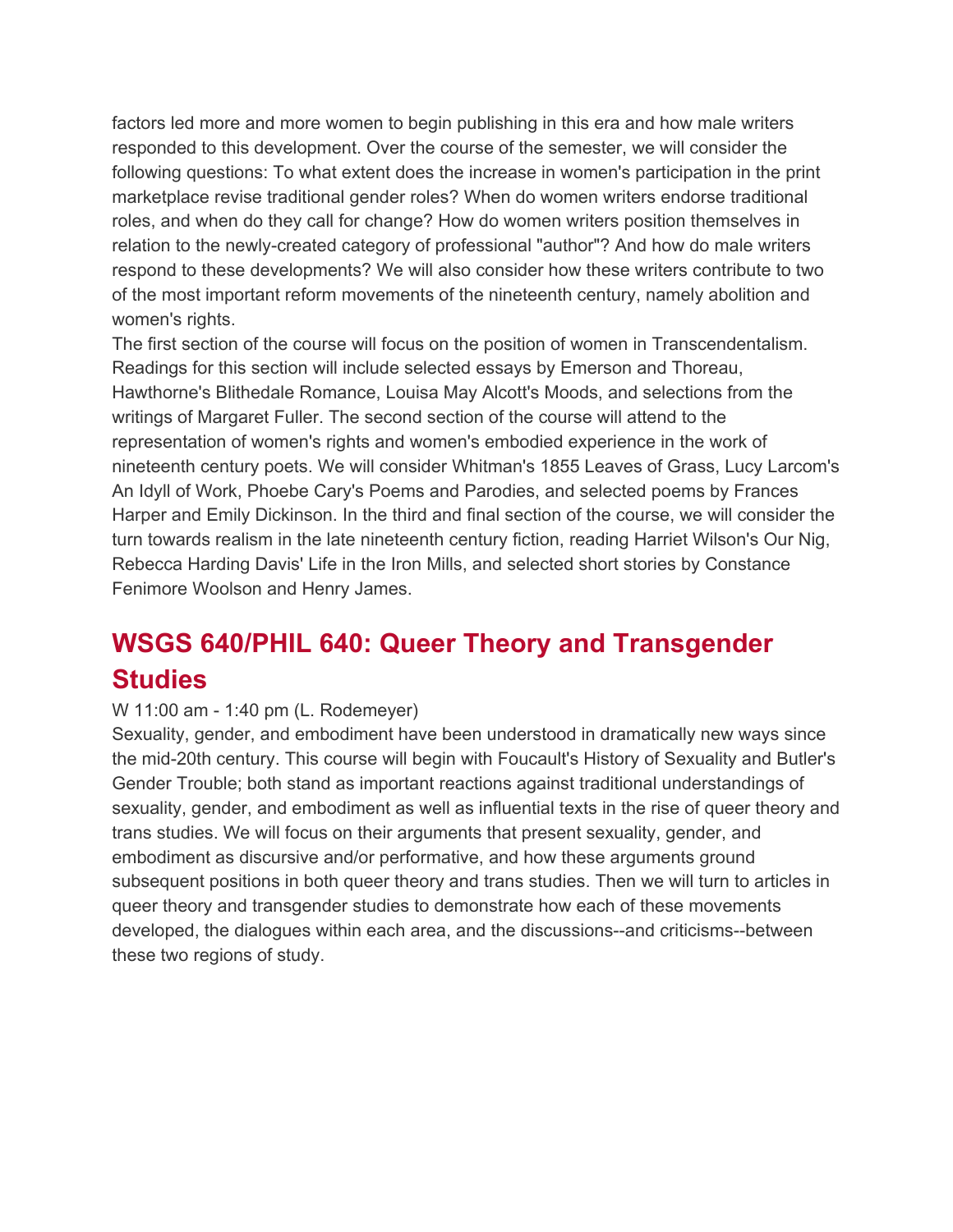factors led more and more women to begin publishing in this era and how male writers responded to this development. Over the course of the semester, we will consider the following questions: To what extent does the increase in women's participation in the print marketplace revise traditional gender roles? When do women writers endorse traditional roles, and when do they call for change? How do women writers position themselves in relation to the newly-created category of professional "author"? And how do male writers respond to these developments? We will also consider how these writers contribute to two of the most important reform movements of the nineteenth century, namely abolition and women's rights.

The first section of the course will focus on the position of women in Transcendentalism. Readings for this section will include selected essays by Emerson and Thoreau, Hawthorne's Blithedale Romance, Louisa May Alcott's Moods, and selections from the writings of Margaret Fuller. The second section of the course will attend to the representation of women's rights and women's embodied experience in the work of nineteenth century poets. We will consider Whitman's 1855 Leaves of Grass, Lucy Larcom's An Idyll of Work, Phoebe Cary's Poems and Parodies, and selected poems by Frances Harper and Emily Dickinson. In the third and final section of the course, we will consider the turn towards realism in the late nineteenth century fiction, reading Harriet Wilson's Our Nig, Rebecca Harding Davis' Life in the Iron Mills, and selected short stories by Constance Fenimore Woolson and Henry James.

## WSGS 640/PHIL 640: Queer Theory and Transgender Studies

W 11:00 am - 1:40 pm (L. Rodemeyer)

Sexuality, gender, and embodiment have been understood in dramatically new ways since the mid-20th century. This course will begin with Foucault's History of Sexuality and Butler's Gender Trouble; both stand as important reactions against traditional understandings of sexuality, gender, and embodiment as well as influential texts in the rise of queer theory and trans studies. We will focus on their arguments that present sexuality, gender, and embodiment as discursive and/or performative, and how these arguments ground subsequent positions in both queer theory and trans studies. Then we will turn to articles in queer theory and transgender studies to demonstrate how each of these movements developed, the dialogues within each area, and the discussions--and criticisms--between these two regions of study.